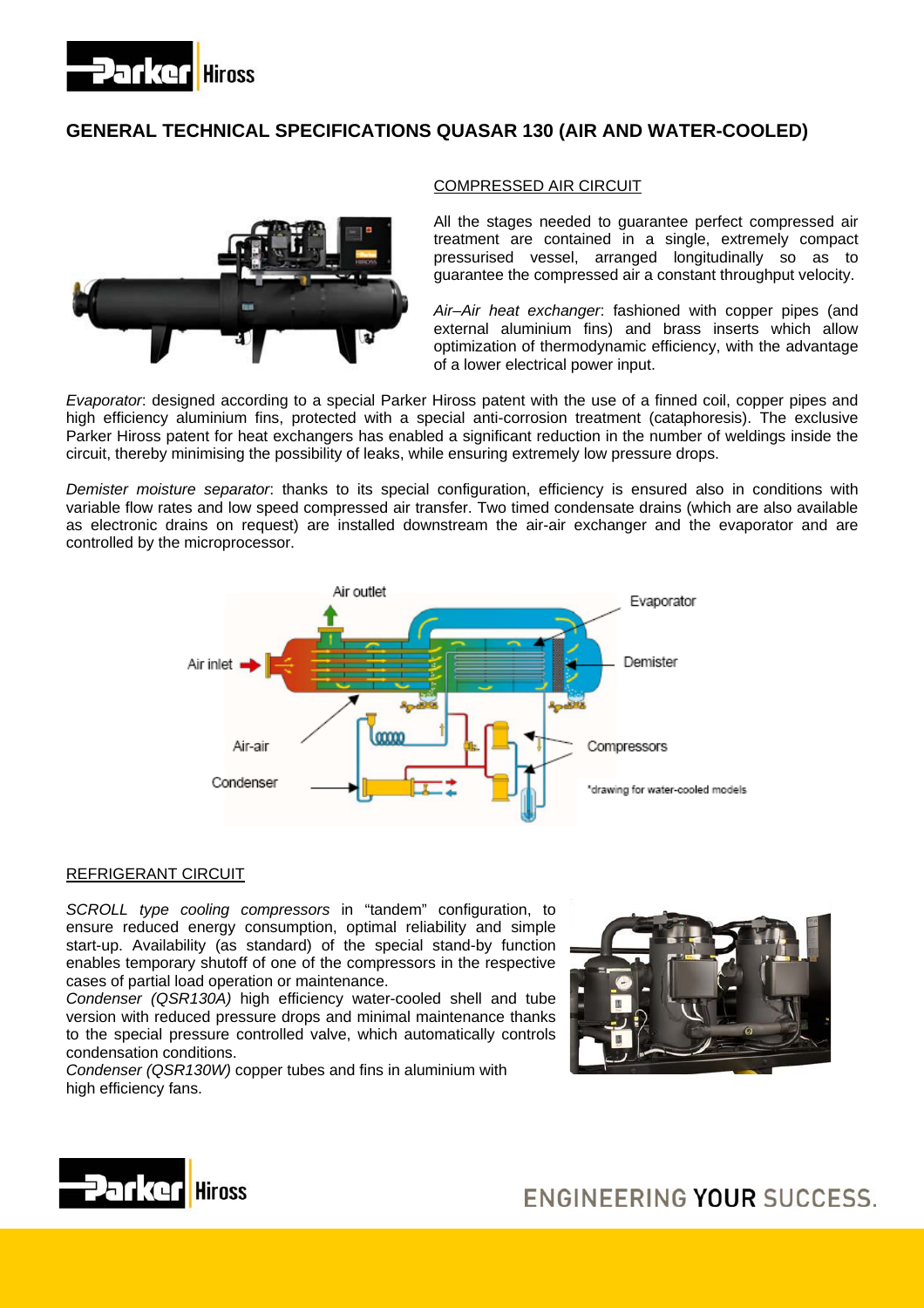# GENERAL TECHNICAL SPECIFICATIONS QUASAR 130 (AIR AND WATER-COOLED)

## COMPRESSED AIR CIRCUIT

All the stages needed to guarantee perfect compressed air treatment are contained in a single, extremely compact pressurised vessel, arranged longitudinally so as to guarantee the compressed air a constant throughput velocity.

*Air–Air heat exchanger*: fashioned with copper pipes (and external aluminium fins) and brass inserts which allow optimization of thermodynamic efficiency, with the advantage of a lower electrical power input.

*Evaporator*: designed according to a special Parker Hiross patent with the use of a finned coil, copper pipes and high efficiency aluminium fins, protected with a special anti-corrosion treatment (cataphoresis). The exclusive Parker Hiross patent for heat exchangers has enabled a significant reduction in the number of weldings inside the circuit, thereby minimising the possibility of leaks, while ensuring extremely low pressure drops.

*Demister moisture separator*: thanks to its special configuration, efficiency is ensured also in conditions with variable flow rates and low speed compressed air transfer. Two timed condensate drains (which are also available as electronic drains on request) are installed downstream the air-air exchanger and the evaporator and are controlled by the microprocessor.

Air outlet, Air inlet, Evaporator, Demister, Air-air, Compressors, Condenser

*drawing for water-cooled models

## REFRIGERANT CIRCUIT

*SCROLL type cooling compressors* in "tandem" configuration, to ensure reduced energy consumption, optimal reliability and simple start-up. Availability (as standard) of the special stand-by function enables temporary shutoff of one of the compressors in the respective cases of partial load operation or maintenance.

*Condenser (QSR130A)* high efficiency water-cooled shell and tube version with reduced pressure drops and minimal maintenance thanks to the special pressure controlled valve, which automatically controls condensation conditions.

*Condenser (QSR130W)* copper tubes and fins in aluminium with high efficiency fans.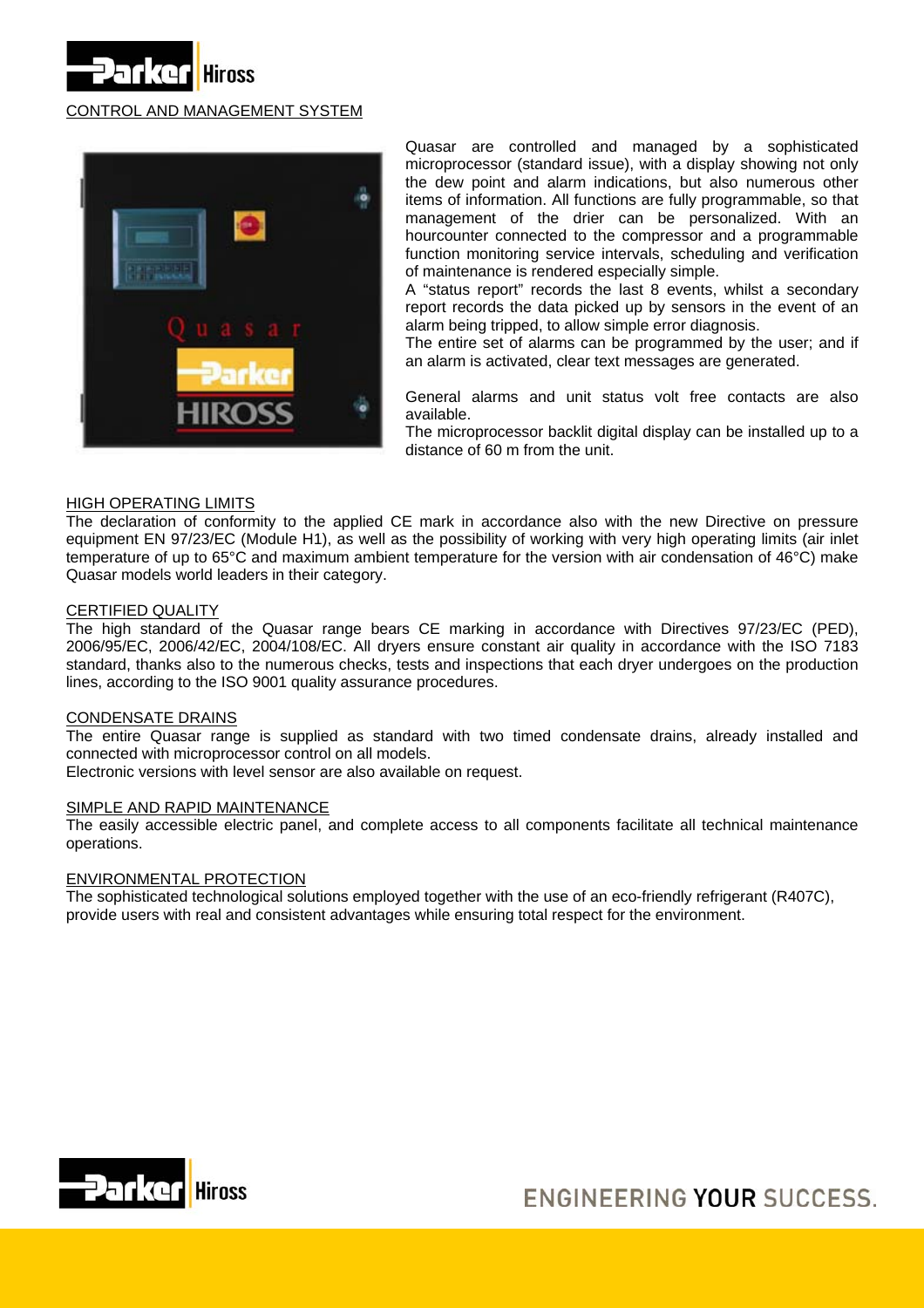## CONTROL AND MANAGEMENT SYSTEM

Quasar are controlled and managed by a sophisticated microprocessor (standard issue), with a display showing not only the dew point and alarm indications, but also numerous other items of information. All functions are fully programmable, so that management of the drier can be personalized. With an hourcounter connected to the compressor and a programmable function monitoring service intervals, scheduling and verification of maintenance is rendered especially simple.
A "status report" records the last 8 events, whilst a secondary report records the data picked up by sensors in the event of an alarm being tripped, to allow simple error diagnosis.
The entire set of alarms can be programmed by the user; and if an alarm is activated, clear text messages are generated.

General alarms and unit status volt free contacts are also available.
The microprocessor backlit digital display can be installed up to a distance of 60 m from the unit.

## HIGH OPERATING LIMITS

The declaration of conformity to the applied CE mark in accordance also with the new Directive on pressure equipment EN 97/23/EC (Module H1), as well as the possibility of working with very high operating limits (air inlet temperature of up to 65°C and maximum ambient temperature for the version with air condensation of 46°C) make Quasar models world leaders in their category.

## CERTIFIED QUALITY

The high standard of the Quasar range bears CE marking in accordance with Directives 97/23/EC (PED), 2006/95/EC, 2006/42/EC, 2004/108/EC. All dryers ensure constant air quality in accordance with the ISO 7183 standard, thanks also to the numerous checks, tests and inspections that each dryer undergoes on the production lines, according to the ISO 9001 quality assurance procedures.

## CONDENSATE DRAINS

The entire Quasar range is supplied as standard with two timed condensate drains, already installed and connected with microprocessor control on all models.
Electronic versions with level sensor are also available on request.

## SIMPLE AND RAPID MAINTENANCE

The easily accessible electric panel, and complete access to all components facilitate all technical maintenance operations.

## ENVIRONMENTAL PROTECTION

The sophisticated technological solutions employed together with the use of an eco-friendly refrigerant (R407C), provide users with real and consistent advantages while ensuring total respect for the environment.

ENGINEERING YOUR SUCCESS.